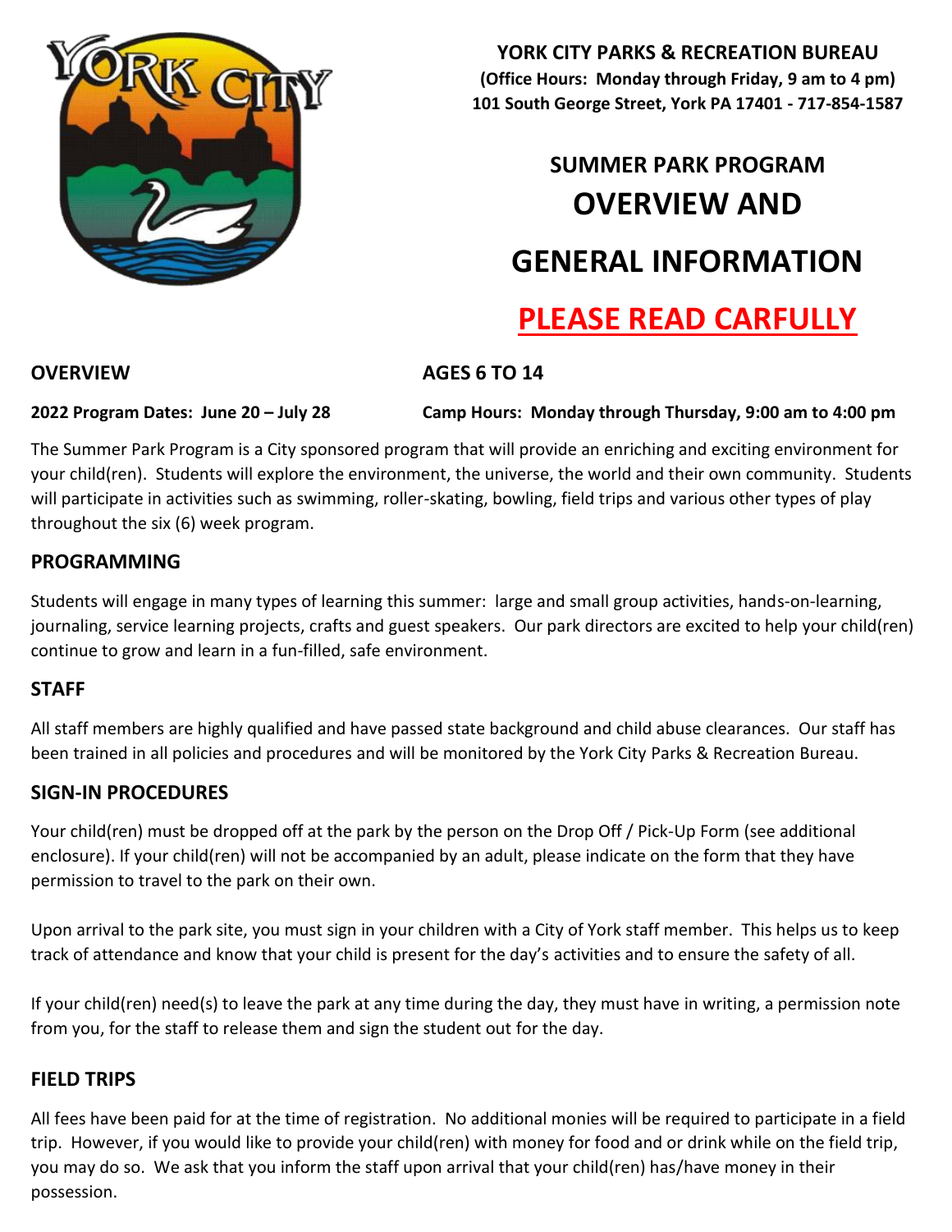**YORK CITY PARKS & RECREATION BUREAU**
**(Office Hours: Monday through Friday, 9 am to 4 pm)**
**101 South George Street, York PA 17401 - 717-854-1587**

# SUMMER PARK PROGRAM OVERVIEW AND GENERAL INFORMATION

## PLEASE READ CARFULLY

## OVERVIEW

**AGES 6 TO 14**

**2022 Program Dates: June 20 – July 28**

**Camp Hours: Monday through Thursday, 9:00 am to 4:00 pm**

The Summer Park Program is a City sponsored program that will provide an enriching and exciting environment for your child(ren). Students will explore the environment, the universe, the world and their own community. Students will participate in activities such as swimming, roller-skating, bowling, field trips and various other types of play throughout the six (6) week program.

## PROGRAMMING

Students will engage in many types of learning this summer: large and small group activities, hands-on-learning, journaling, service learning projects, crafts and guest speakers. Our park directors are excited to help your child(ren) continue to grow and learn in a fun-filled, safe environment.

## STAFF

All staff members are highly qualified and have passed state background and child abuse clearances. Our staff has been trained in all policies and procedures and will be monitored by the York City Parks & Recreation Bureau.

## SIGN-IN PROCEDURES

Your child(ren) must be dropped off at the park by the person on the Drop Off / Pick-Up Form (see additional enclosure). If your child(ren) will not be accompanied by an adult, please indicate on the form that they have permission to travel to the park on their own.

Upon arrival to the park site, you must sign in your children with a City of York staff member. This helps us to keep track of attendance and know that your child is present for the day's activities and to ensure the safety of all.

If your child(ren) need(s) to leave the park at any time during the day, they must have in writing, a permission note from you, for the staff to release them and sign the student out for the day.

## FIELD TRIPS

All fees have been paid for at the time of registration. No additional monies will be required to participate in a field trip. However, if you would like to provide your child(ren) with money for food and or drink while on the field trip, you may do so. We ask that you inform the staff upon arrival that your child(ren) has/have money in their possession.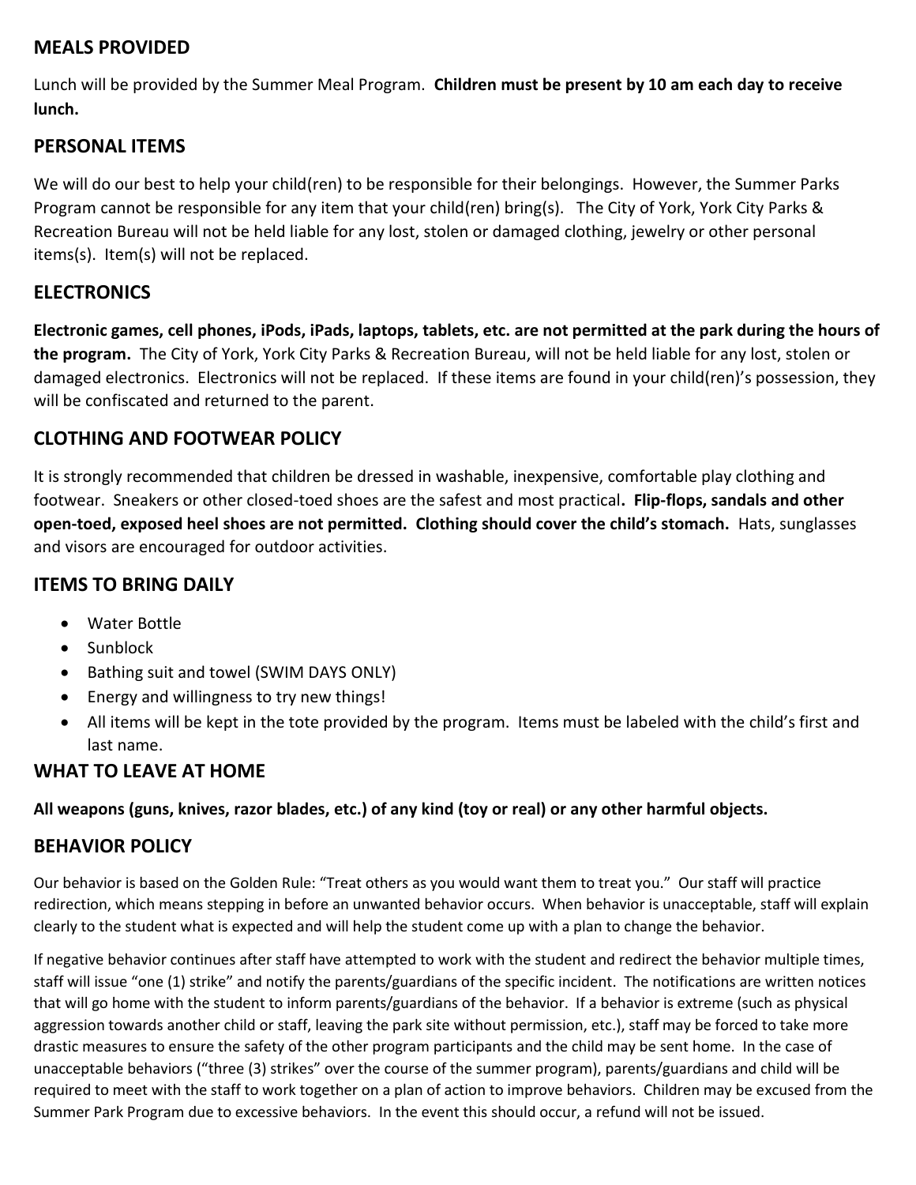## MEALS PROVIDED

Lunch will be provided by the Summer Meal Program. **Children must be present by 10 am each day to receive lunch.**

## PERSONAL ITEMS

We will do our best to help your child(ren) to be responsible for their belongings. However, the Summer Parks Program cannot be responsible for any item that your child(ren) bring(s). The City of York, York City Parks & Recreation Bureau will not be held liable for any lost, stolen or damaged clothing, jewelry or other personal items(s). Item(s) will not be replaced.

## ELECTRONICS

**Electronic games, cell phones, iPods, iPads, laptops, tablets, etc. are not permitted at the park during the hours of the program.** The City of York, York City Parks & Recreation Bureau, will not be held liable for any lost, stolen or damaged electronics. Electronics will not be replaced. If these items are found in your child(ren)'s possession, they will be confiscated and returned to the parent.

## CLOTHING AND FOOTWEAR POLICY

It is strongly recommended that children be dressed in washable, inexpensive, comfortable play clothing and footwear. Sneakers or other closed-toed shoes are the safest and most practical**. Flip-flops, sandals and other open-toed, exposed heel shoes are not permitted. Clothing should cover the child's stomach.** Hats, sunglasses and visors are encouraged for outdoor activities.

## ITEMS TO BRING DAILY

- Water Bottle
- Sunblock
- Bathing suit and towel (SWIM DAYS ONLY)
- Energy and willingness to try new things!
- All items will be kept in the tote provided by the program. Items must be labeled with the child's first and last name.

## WHAT TO LEAVE AT HOME

**All weapons (guns, knives, razor blades, etc.) of any kind (toy or real) or any other harmful objects.**

## BEHAVIOR POLICY

Our behavior is based on the Golden Rule: "Treat others as you would want them to treat you." Our staff will practice redirection, which means stepping in before an unwanted behavior occurs. When behavior is unacceptable, staff will explain clearly to the student what is expected and will help the student come up with a plan to change the behavior.

If negative behavior continues after staff have attempted to work with the student and redirect the behavior multiple times, staff will issue "one (1) strike" and notify the parents/guardians of the specific incident. The notifications are written notices that will go home with the student to inform parents/guardians of the behavior. If a behavior is extreme (such as physical aggression towards another child or staff, leaving the park site without permission, etc.), staff may be forced to take more drastic measures to ensure the safety of the other program participants and the child may be sent home. In the case of unacceptable behaviors ("three (3) strikes" over the course of the summer program), parents/guardians and child will be required to meet with the staff to work together on a plan of action to improve behaviors. Children may be excused from the Summer Park Program due to excessive behaviors. In the event this should occur, a refund will not be issued.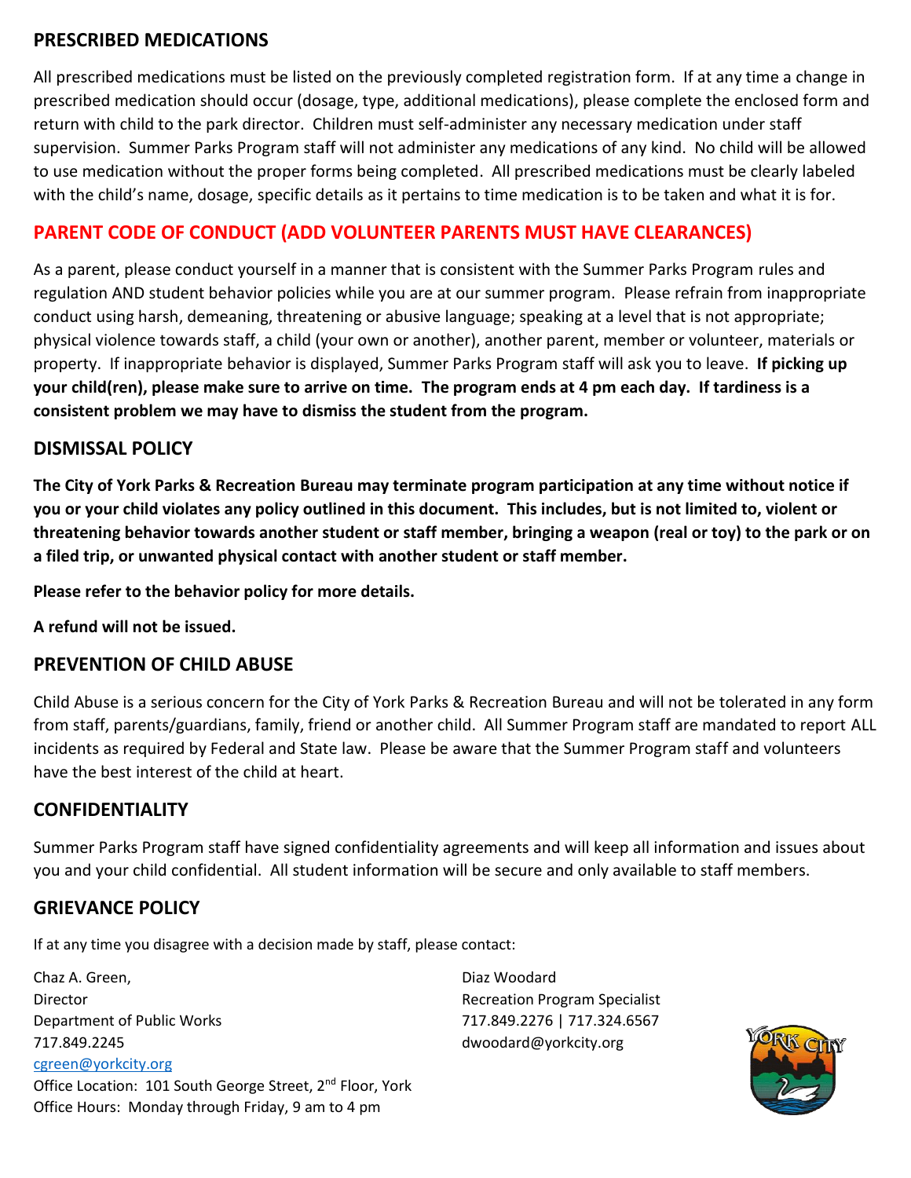## PRESCRIBED MEDICATIONS

All prescribed medications must be listed on the previously completed registration form. If at any time a change in prescribed medication should occur (dosage, type, additional medications), please complete the enclosed form and return with child to the park director. Children must self-administer any necessary medication under staff supervision. Summer Parks Program staff will not administer any medications of any kind. No child will be allowed to use medication without the proper forms being completed. All prescribed medications must be clearly labeled with the child's name, dosage, specific details as it pertains to time medication is to be taken and what it is for.

## PARENT CODE OF CONDUCT (ADD VOLUNTEER PARENTS MUST HAVE CLEARANCES)

As a parent, please conduct yourself in a manner that is consistent with the Summer Parks Program rules and regulation AND student behavior policies while you are at our summer program. Please refrain from inappropriate conduct using harsh, demeaning, threatening or abusive language; speaking at a level that is not appropriate; physical violence towards staff, a child (your own or another), another parent, member or volunteer, materials or property. If inappropriate behavior is displayed, Summer Parks Program staff will ask you to leave. **If picking up your child(ren), please make sure to arrive on time. The program ends at 4 pm each day. If tardiness is a consistent problem we may have to dismiss the student from the program.**

## DISMISSAL POLICY

**The City of York Parks & Recreation Bureau may terminate program participation at any time without notice if you or your child violates any policy outlined in this document. This includes, but is not limited to, violent or threatening behavior towards another student or staff member, bringing a weapon (real or toy) to the park or on a filed trip, or unwanted physical contact with another student or staff member.**

**Please refer to the behavior policy for more details.**

**A refund will not be issued.**

## PREVENTION OF CHILD ABUSE

Child Abuse is a serious concern for the City of York Parks & Recreation Bureau and will not be tolerated in any form from staff, parents/guardians, family, friend or another child. All Summer Program staff are mandated to report ALL incidents as required by Federal and State law. Please be aware that the Summer Program staff and volunteers have the best interest of the child at heart.

## CONFIDENTIALITY

Summer Parks Program staff have signed confidentiality agreements and will keep all information and issues about you and your child confidential. All student information will be secure and only available to staff members.

## GRIEVANCE POLICY

If at any time you disagree with a decision made by staff, please contact:

Chaz A. Green,
Director
Department of Public Works
717.849.2245
cgreen@yorkcity.org
Office Location: 101 South George Street, 2nd Floor, York
Office Hours: Monday through Friday, 9 am to 4 pm

Diaz Woodard
Recreation Program Specialist
717.849.2276 | 717.324.6567
dwoodard@yorkcity.org